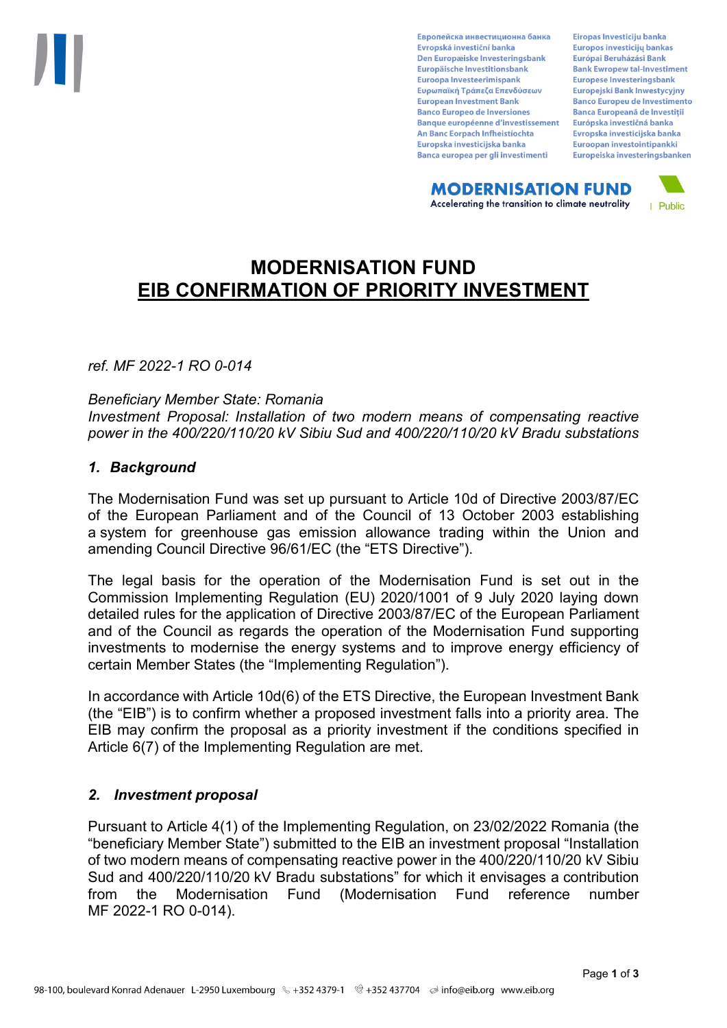# MODERNISATION FUND
## EIB CONFIRMATION OF PRIORITY INVESTMENT

*ref. MF 2022-1 RO 0-014*

*Beneficiary Member State: Romania*
*Investment Proposal: Installation of two modern means of compensating reactive power in the 400/220/110/20 kV Sibiu Sud and 400/220/110/20 kV Bradu substations*

### *1. Background*

The Modernisation Fund was set up pursuant to Article 10d of Directive 2003/87/EC of the European Parliament and of the Council of 13 October 2003 establishing a system for greenhouse gas emission allowance trading within the Union and amending Council Directive 96/61/EC (the "ETS Directive").

The legal basis for the operation of the Modernisation Fund is set out in the Commission Implementing Regulation (EU) 2020/1001 of 9 July 2020 laying down detailed rules for the application of Directive 2003/87/EC of the European Parliament and of the Council as regards the operation of the Modernisation Fund supporting investments to modernise the energy systems and to improve energy efficiency of certain Member States (the "Implementing Regulation").

In accordance with Article 10d(6) of the ETS Directive, the European Investment Bank (the "EIB") is to confirm whether a proposed investment falls into a priority area. The EIB may confirm the proposal as a priority investment if the conditions specified in Article 6(7) of the Implementing Regulation are met.

### *2. Investment proposal*

Pursuant to Article 4(1) of the Implementing Regulation, on 23/02/2022 Romania (the "beneficiary Member State") submitted to the EIB an investment proposal "Installation of two modern means of compensating reactive power in the 400/220/110/20 kV Sibiu Sud and 400/220/110/20 kV Bradu substations" for which it envisages a contribution from the Modernisation Fund (Modernisation Fund reference number MF 2022-1 RO 0-014).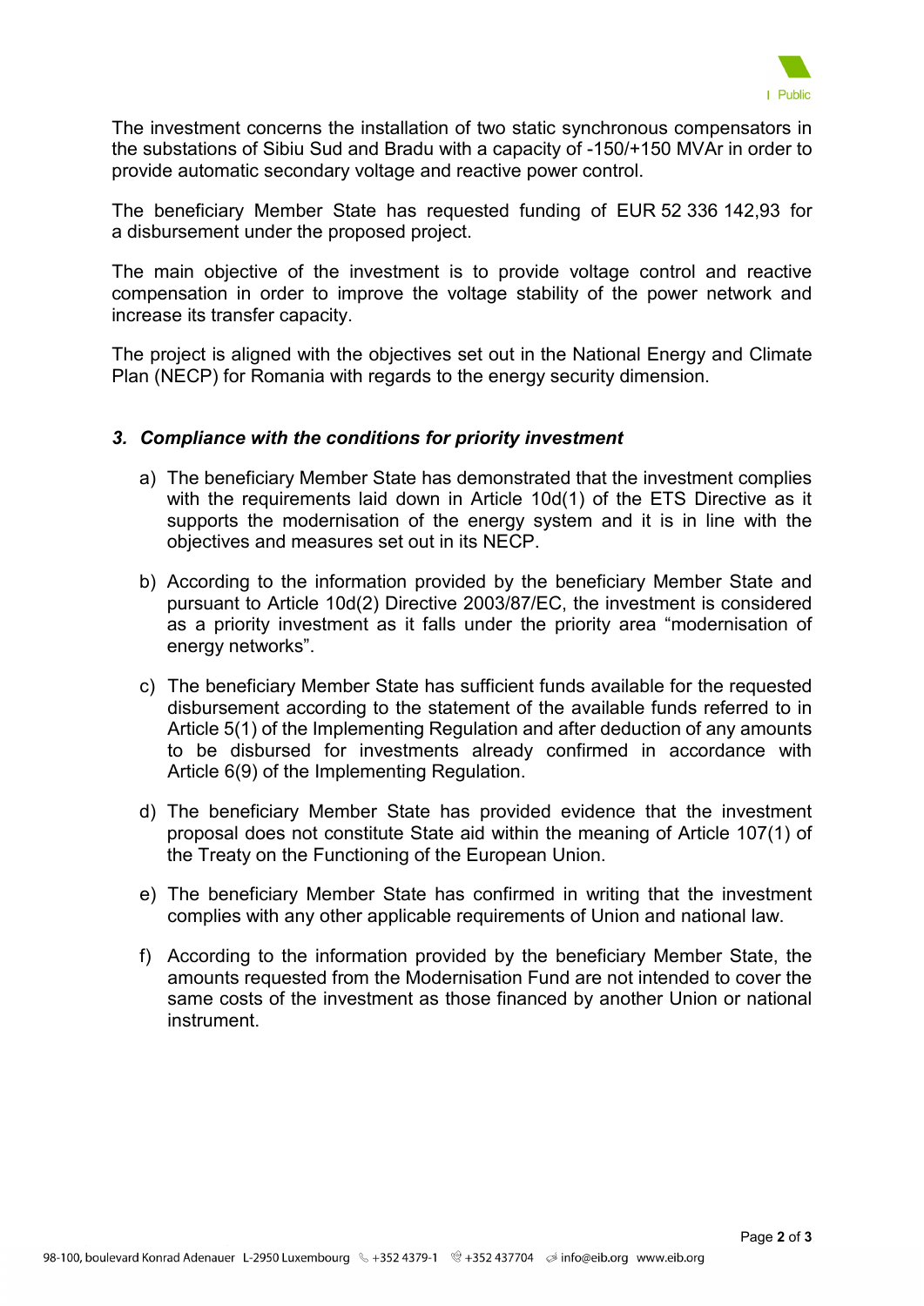The investment concerns the installation of two static synchronous compensators in the substations of Sibiu Sud and Bradu with a capacity of -150/+150 MVAr in order to provide automatic secondary voltage and reactive power control.

The beneficiary Member State has requested funding of EUR 52 336 142,93 for a disbursement under the proposed project.

The main objective of the investment is to provide voltage control and reactive compensation in order to improve the voltage stability of the power network and increase its transfer capacity.

The project is aligned with the objectives set out in the National Energy and Climate Plan (NECP) for Romania with regards to the energy security dimension.

### *3. Compliance with the conditions for priority investment*

a) The beneficiary Member State has demonstrated that the investment complies with the requirements laid down in Article 10d(1) of the ETS Directive as it supports the modernisation of the energy system and it is in line with the objectives and measures set out in its NECP.

b) According to the information provided by the beneficiary Member State and pursuant to Article 10d(2) Directive 2003/87/EC, the investment is considered as a priority investment as it falls under the priority area "modernisation of energy networks".

c) The beneficiary Member State has sufficient funds available for the requested disbursement according to the statement of the available funds referred to in Article 5(1) of the Implementing Regulation and after deduction of any amounts to be disbursed for investments already confirmed in accordance with Article 6(9) of the Implementing Regulation.

d) The beneficiary Member State has provided evidence that the investment proposal does not constitute State aid within the meaning of Article 107(1) of the Treaty on the Functioning of the European Union.

e) The beneficiary Member State has confirmed in writing that the investment complies with any other applicable requirements of Union and national law.

f) According to the information provided by the beneficiary Member State, the amounts requested from the Modernisation Fund are not intended to cover the same costs of the investment as those financed by another Union or national instrument.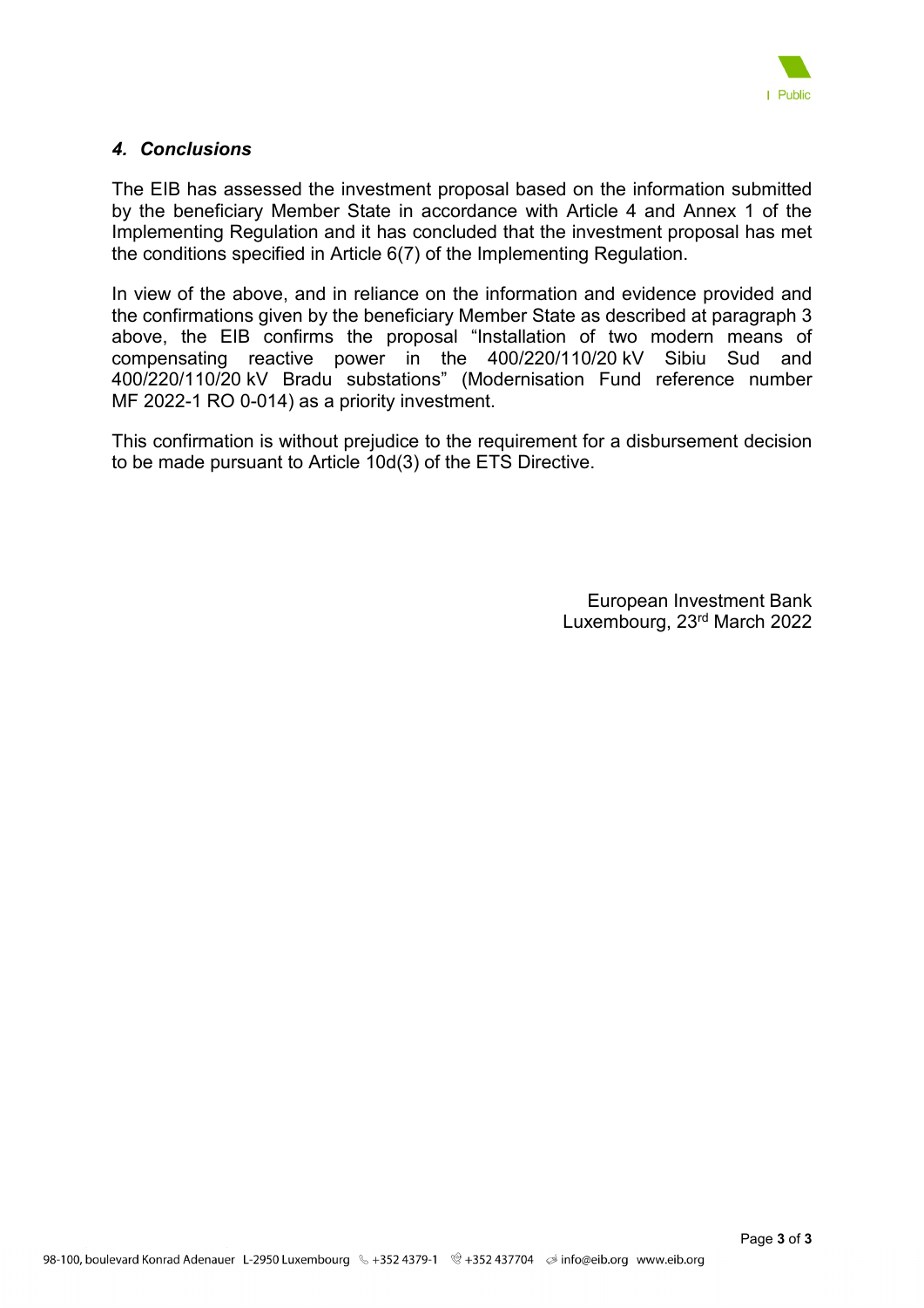## *4. Conclusions*

The EIB has assessed the investment proposal based on the information submitted by the beneficiary Member State in accordance with Article 4 and Annex 1 of the Implementing Regulation and it has concluded that the investment proposal has met the conditions specified in Article 6(7) of the Implementing Regulation.

In view of the above, and in reliance on the information and evidence provided and the confirmations given by the beneficiary Member State as described at paragraph 3 above, the EIB confirms the proposal "Installation of two modern means of compensating reactive power in the 400/220/110/20 kV Sibiu Sud and 400/220/110/20 kV Bradu substations" (Modernisation Fund reference number MF 2022-1 RO 0-014) as a priority investment.

This confirmation is without prejudice to the requirement for a disbursement decision to be made pursuant to Article 10d(3) of the ETS Directive.

European Investment Bank
Luxembourg, 23rd March 2022